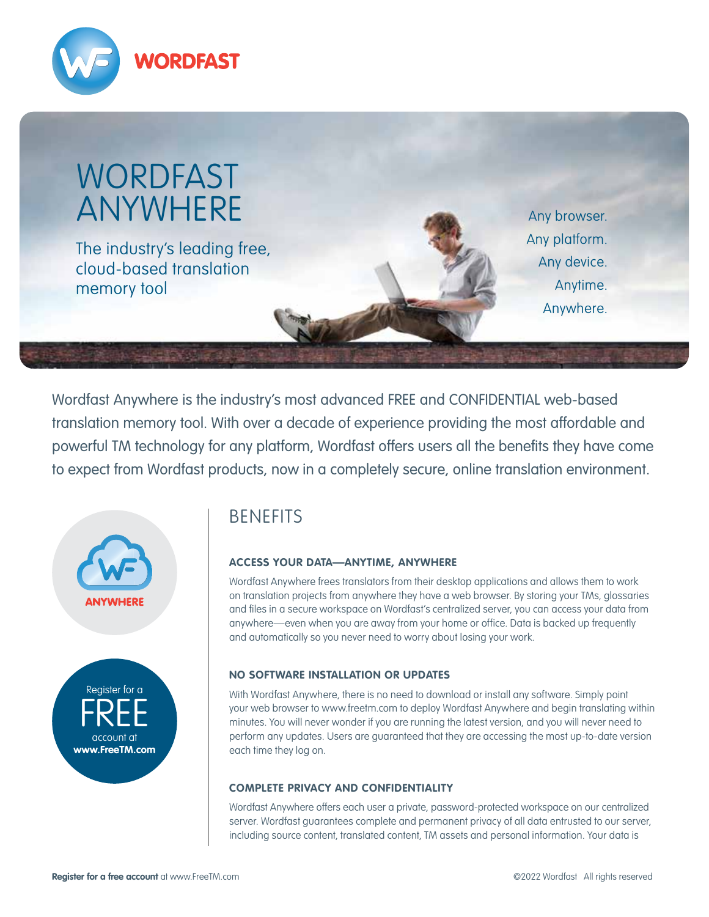WORDFAST

# WORDFAST ANYWHERE

The industry's leading free, cloud-based translation memory tool

Any browser.
Any platform.
Any device.
Anytime.
Anywhere.

Wordfast Anywhere is the industry's most advanced FREE and CONFIDENTIAL web-based translation memory tool. With over a decade of experience providing the most affordable and powerful TM technology for any platform, Wordfast offers users all the benefits they have come to expect from Wordfast products, now in a completely secure, online translation environment.

ANYWHERE

Register for a FREE account at **www.FreeTM.com**

## BENEFITS

### ACCESS YOUR DATA—ANYTIME, ANYWHERE

Wordfast Anywhere frees translators from their desktop applications and allows them to work on translation projects from anywhere they have a web browser. By storing your TMs, glossaries and files in a secure workspace on Wordfast's centralized server, you can access your data from anywhere—even when you are away from your home or office. Data is backed up frequently and automatically so you never need to worry about losing your work.

### NO SOFTWARE INSTALLATION OR UPDATES

With Wordfast Anywhere, there is no need to download or install any software. Simply point your web browser to www.freetm.com to deploy Wordfast Anywhere and begin translating within minutes. You will never wonder if you are running the latest version, and you will never need to perform any updates. Users are guaranteed that they are accessing the most up-to-date version each time they log on.

### COMPLETE PRIVACY AND CONFIDENTIALITY

Wordfast Anywhere offers each user a private, password-protected workspace on our centralized server. Wordfast guarantees complete and permanent privacy of all data entrusted to our server, including source content, translated content, TM assets and personal information. Your data is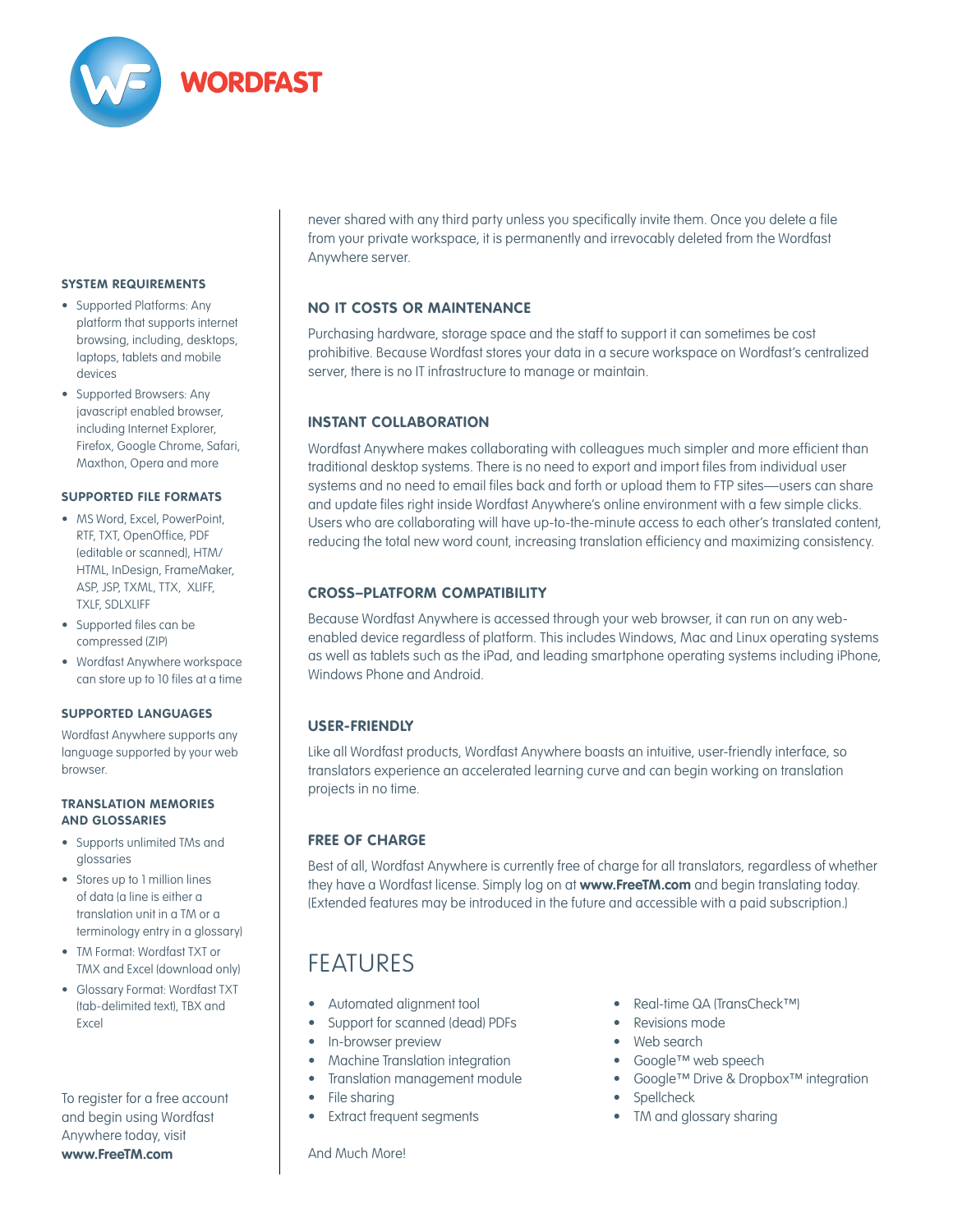WORDFAST

never shared with any third party unless you specifically invite them. Once you delete a file from your private workspace, it is permanently and irrevocably deleted from the Wordfast Anywhere server.

### NO IT COSTS OR MAINTENANCE

Purchasing hardware, storage space and the staff to support it can sometimes be cost prohibitive. Because Wordfast stores your data in a secure workspace on Wordfast's centralized server, there is no IT infrastructure to manage or maintain.

### INSTANT COLLABORATION

Wordfast Anywhere makes collaborating with colleagues much simpler and more efficient than traditional desktop systems. There is no need to export and import files from individual user systems and no need to email files back and forth or upload them to FTP sites—users can share and update files right inside Wordfast Anywhere's online environment with a few simple clicks. Users who are collaborating will have up-to-the-minute access to each other's translated content, reducing the total new word count, increasing translation efficiency and maximizing consistency.

### CROSS–PLATFORM COMPATIBILITY

Because Wordfast Anywhere is accessed through your web browser, it can run on any web-enabled device regardless of platform. This includes Windows, Mac and Linux operating systems as well as tablets such as the iPad, and leading smartphone operating systems including iPhone, Windows Phone and Android.

### USER-FRIENDLY

Like all Wordfast products, Wordfast Anywhere boasts an intuitive, user-friendly interface, so translators experience an accelerated learning curve and can begin working on translation projects in no time.

### FREE OF CHARGE

Best of all, Wordfast Anywhere is currently free of charge for all translators, regardless of whether they have a Wordfast license. Simply log on at **www.FreeTM.com** and begin translating today. (Extended features may be introduced in the future and accessible with a paid subscription.)

## FEATURES

- Automated alignment tool
- Support for scanned (dead) PDFs
- In-browser preview
- Machine Translation integration
- Translation management module
- File sharing
- Extract frequent segments
- Real-time QA (TransCheck™)
- Revisions mode
- Web search
- Google™ web speech
- Google™ Drive & Dropbox™ integration
- Spellcheck
- TM and glossary sharing

And Much More!

### SYSTEM REQUIREMENTS

- Supported Platforms: Any platform that supports internet browsing, including, desktops, laptops, tablets and mobile devices
- Supported Browsers: Any javascript enabled browser, including Internet Explorer, Firefox, Google Chrome, Safari, Maxthon, Opera and more

### SUPPORTED FILE FORMATS

- MS Word, Excel, PowerPoint, RTF, TXT, OpenOffice, PDF (editable or scanned), HTM/HTML, InDesign, FrameMaker, ASP, JSP, TXML, TTX, XLIFF, TXLF, SDLXLIFF
- Supported files can be compressed (ZIP)
- Wordfast Anywhere workspace can store up to 10 files at a time

### SUPPORTED LANGUAGES

Wordfast Anywhere supports any language supported by your web browser.

### TRANSLATION MEMORIES AND GLOSSARIES

- Supports unlimited TMs and glossaries
- Stores up to 1 million lines of data (a line is either a translation unit in a TM or a terminology entry in a glossary)
- TM Format: Wordfast TXT or TMX and Excel (download only)
- Glossary Format: Wordfast TXT (tab-delimited text), TBX and Excel

To register for a free account and begin using Wordfast Anywhere today, visit **www.FreeTM.com**